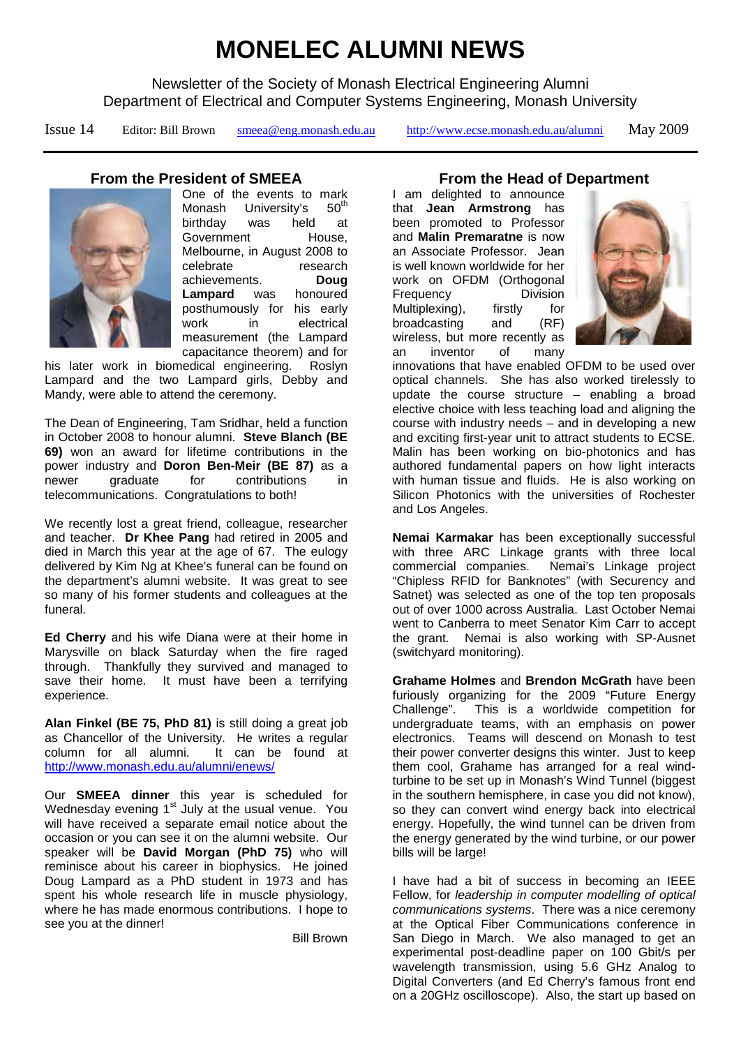# MONELEC ALUMNI NEWS

Newsletter of the Society of Monash Electrical Engineering Alumni
Department of Electrical and Computer Systems Engineering, Monash University

Issue 14 Editor: Bill Brown smeea@eng.monash.edu.au http://www.ecse.monash.edu.au/alumni May 2009

## From the President of SMEEA

One of the events to mark Monash University's 50th birthday was held at Government House, Melbourne, in August 2008 to celebrate research achievements. **Doug Lampard** was honoured posthumously for his early work in electrical measurement (the Lampard capacitance theorem) and for his later work in biomedical engineering. Roslyn Lampard and the two Lampard girls, Debby and Mandy, were able to attend the ceremony.

The Dean of Engineering, Tam Sridhar, held a function in October 2008 to honour alumni. **Steve Blanch (BE 69)** won an award for lifetime contributions in the power industry and **Doron Ben-Meir (BE 87)** as a newer graduate for contributions in telecommunications. Congratulations to both!

We recently lost a great friend, colleague, researcher and teacher. **Dr Khee Pang** had retired in 2005 and died in March this year at the age of 67. The eulogy delivered by Kim Ng at Khee's funeral can be found on the department's alumni website. It was great to see so many of his former students and colleagues at the funeral.

**Ed Cherry** and his wife Diana were at their home in Marysville on black Saturday when the fire raged through. Thankfully they survived and managed to save their home. It must have been a terrifying experience.

**Alan Finkel (BE 75, PhD 81)** is still doing a great job as Chancellor of the University. He writes a regular column for all alumni. It can be found at http://www.monash.edu.au/alumni/enews/

Our **SMEEA dinner** this year is scheduled for Wednesday evening 1st July at the usual venue. You will have received a separate email notice about the occasion or you can see it on the alumni website. Our speaker will be **David Morgan (PhD 75)** who will reminisce about his career in biophysics. He joined Doug Lampard as a PhD student in 1973 and has spent his whole research life in muscle physiology, where he has made enormous contributions. I hope to see you at the dinner!

Bill Brown

## From the Head of Department

I am delighted to announce that **Jean Armstrong** has been promoted to Professor and **Malin Premaratne** is now an Associate Professor. Jean is well known worldwide for her work on OFDM (Orthogonal Frequency Division Multiplexing), firstly for broadcasting and (RF) wireless, but more recently as an inventor of many innovations that have enabled OFDM to be used over optical channels. She has also worked tirelessly to update the course structure – enabling a broad elective choice with less teaching load and aligning the course with industry needs – and in developing a new and exciting first-year unit to attract students to ECSE. Malin has been working on bio-photonics and has authored fundamental papers on how light interacts with human tissue and fluids. He is also working on Silicon Photonics with the universities of Rochester and Los Angeles.

**Nemai Karmakar** has been exceptionally successful with three ARC Linkage grants with three local commercial companies. Nemai's Linkage project "Chipless RFID for Banknotes" (with Securency and Satnet) was selected as one of the top ten proposals out of over 1000 across Australia. Last October Nemai went to Canberra to meet Senator Kim Carr to accept the grant. Nemai is also working with SP-Ausnet (switchyard monitoring).

**Grahame Holmes** and **Brendon McGrath** have been furiously organizing for the 2009 "Future Energy Challenge". This is a worldwide competition for undergraduate teams, with an emphasis on power electronics. Teams will descend on Monash to test their power converter designs this winter. Just to keep them cool, Grahame has arranged for a real wind-turbine to be set up in Monash's Wind Tunnel (biggest in the southern hemisphere, in case you did not know), so they can convert wind energy back into electrical energy. Hopefully, the wind tunnel can be driven from the energy generated by the wind turbine, or our power bills will be large!

I have had a bit of success in becoming an IEEE Fellow, for *leadership in computer modelling of optical communications systems*. There was a nice ceremony at the Optical Fiber Communications conference in San Diego in March. We also managed to get an experimental post-deadline paper on 100 Gbit/s per wavelength transmission, using 5.6 GHz Analog to Digital Converters (and Ed Cherry's famous front end on a 20GHz oscilloscope). Also, the start up based on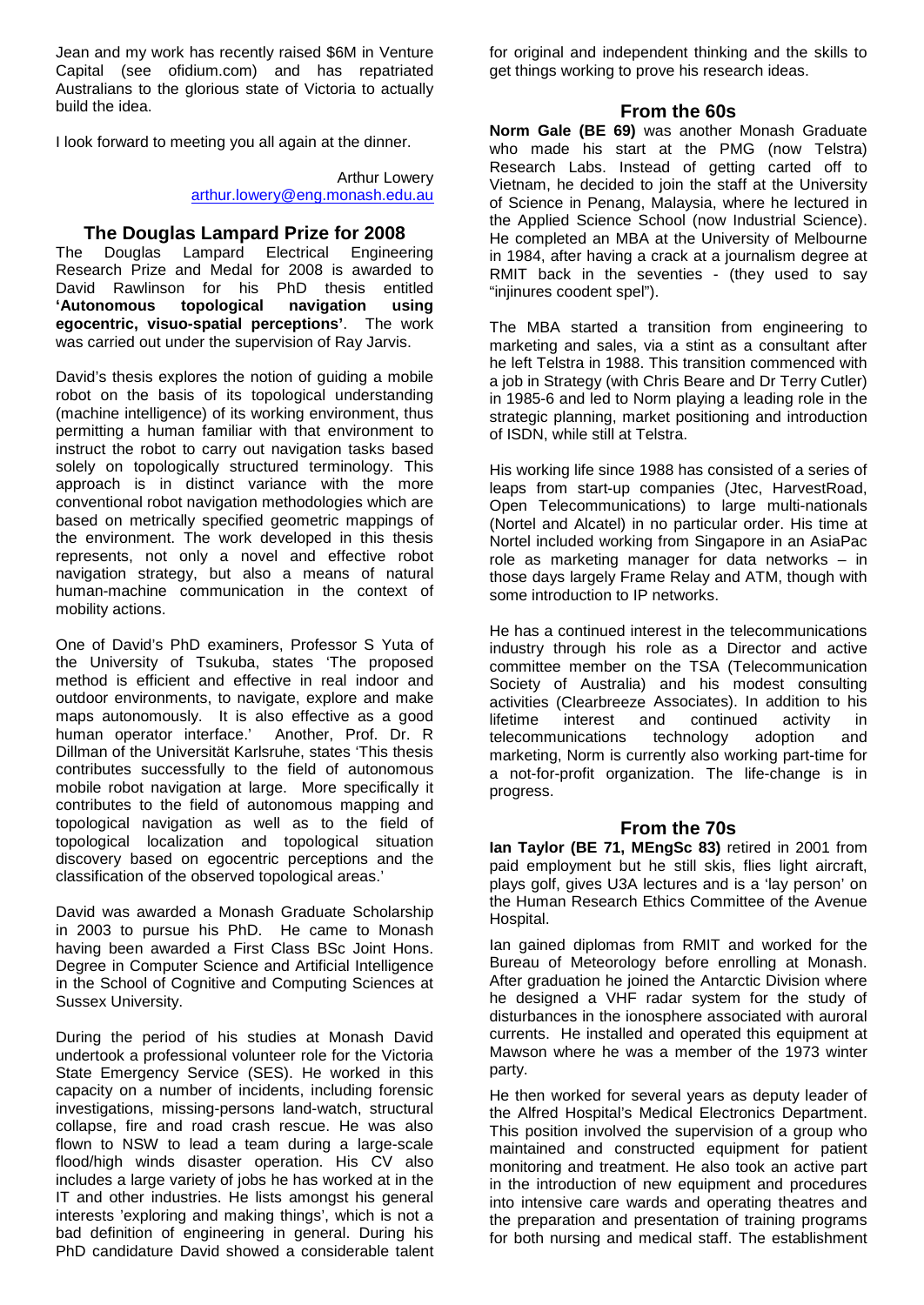Jean and my work has recently raised $6M in Venture Capital (see ofidium.com) and has repatriated Australians to the glorious state of Victoria to actually build the idea.

I look forward to meeting you all again at the dinner.

Arthur Lowery
arthur.lowery@eng.monash.edu.au

## The Douglas Lampard Prize for 2008

The Douglas Lampard Electrical Engineering Research Prize and Medal for 2008 is awarded to David Rawlinson for his PhD thesis entitled **'Autonomous topological navigation using egocentric, visuo-spatial perceptions'**. The work was carried out under the supervision of Ray Jarvis.

David's thesis explores the notion of guiding a mobile robot on the basis of its topological understanding (machine intelligence) of its working environment, thus permitting a human familiar with that environment to instruct the robot to carry out navigation tasks based solely on topologically structured terminology. This approach is in distinct variance with the more conventional robot navigation methodologies which are based on metrically specified geometric mappings of the environment. The work developed in this thesis represents, not only a novel and effective robot navigation strategy, but also a means of natural human-machine communication in the context of mobility actions.

One of David's PhD examiners, Professor S Yuta of the University of Tsukuba, states 'The proposed method is efficient and effective in real indoor and outdoor environments, to navigate, explore and make maps autonomously. It is also effective as a good human operator interface.' Another, Prof. Dr. R Dillman of the Universität Karlsruhe, states 'This thesis contributes successfully to the field of autonomous mobile robot navigation at large. More specifically it contributes to the field of autonomous mapping and topological navigation as well as to the field of topological localization and topological situation discovery based on egocentric perceptions and the classification of the observed topological areas.'

David was awarded a Monash Graduate Scholarship in 2003 to pursue his PhD. He came to Monash having been awarded a First Class BSc Joint Hons. Degree in Computer Science and Artificial Intelligence in the School of Cognitive and Computing Sciences at Sussex University.

During the period of his studies at Monash David undertook a professional volunteer role for the Victoria State Emergency Service (SES). He worked in this capacity on a number of incidents, including forensic investigations, missing-persons land-watch, structural collapse, fire and road crash rescue. He was also flown to NSW to lead a team during a large-scale flood/high winds disaster operation. His CV also includes a large variety of jobs he has worked at in the IT and other industries. He lists amongst his general interests 'exploring and making things', which is not a bad definition of engineering in general. During his PhD candidature David showed a considerable talent for original and independent thinking and the skills to get things working to prove his research ideas.

## From the 60s

**Norm Gale (BE 69)** was another Monash Graduate who made his start at the PMG (now Telstra) Research Labs. Instead of getting carted off to Vietnam, he decided to join the staff at the University of Science in Penang, Malaysia, where he lectured in the Applied Science School (now Industrial Science). He completed an MBA at the University of Melbourne in 1984, after having a crack at a journalism degree at RMIT back in the seventies - (they used to say "injinures coodent spel").

The MBA started a transition from engineering to marketing and sales, via a stint as a consultant after he left Telstra in 1988. This transition commenced with a job in Strategy (with Chris Beare and Dr Terry Cutler) in 1985-6 and led to Norm playing a leading role in the strategic planning, market positioning and introduction of ISDN, while still at Telstra.

His working life since 1988 has consisted of a series of leaps from start-up companies (Jtec, HarvestRoad, Open Telecommunications) to large multi-nationals (Nortel and Alcatel) in no particular order. His time at Nortel included working from Singapore in an AsiaPac role as marketing manager for data networks – in those days largely Frame Relay and ATM, though with some introduction to IP networks.

He has a continued interest in the telecommunications industry through his role as a Director and active committee member on the TSA (Telecommunication Society of Australia) and his modest consulting activities (Clearbreeze Associates). In addition to his lifetime interest and continued activity in telecommunications technology adoption and marketing, Norm is currently also working part-time for a not-for-profit organization. The life-change is in progress.

## From the 70s

**Ian Taylor (BE 71, MEngSc 83)** retired in 2001 from paid employment but he still skis, flies light aircraft, plays golf, gives U3A lectures and is a 'lay person' on the Human Research Ethics Committee of the Avenue Hospital.

Ian gained diplomas from RMIT and worked for the Bureau of Meteorology before enrolling at Monash. After graduation he joined the Antarctic Division where he designed a VHF radar system for the study of disturbances in the ionosphere associated with auroral currents. He installed and operated this equipment at Mawson where he was a member of the 1973 winter party.

He then worked for several years as deputy leader of the Alfred Hospital's Medical Electronics Department. This position involved the supervision of a group who maintained and constructed equipment for patient monitoring and treatment. He also took an active part in the introduction of new equipment and procedures into intensive care wards and operating theatres and the preparation and presentation of training programs for both nursing and medical staff. The establishment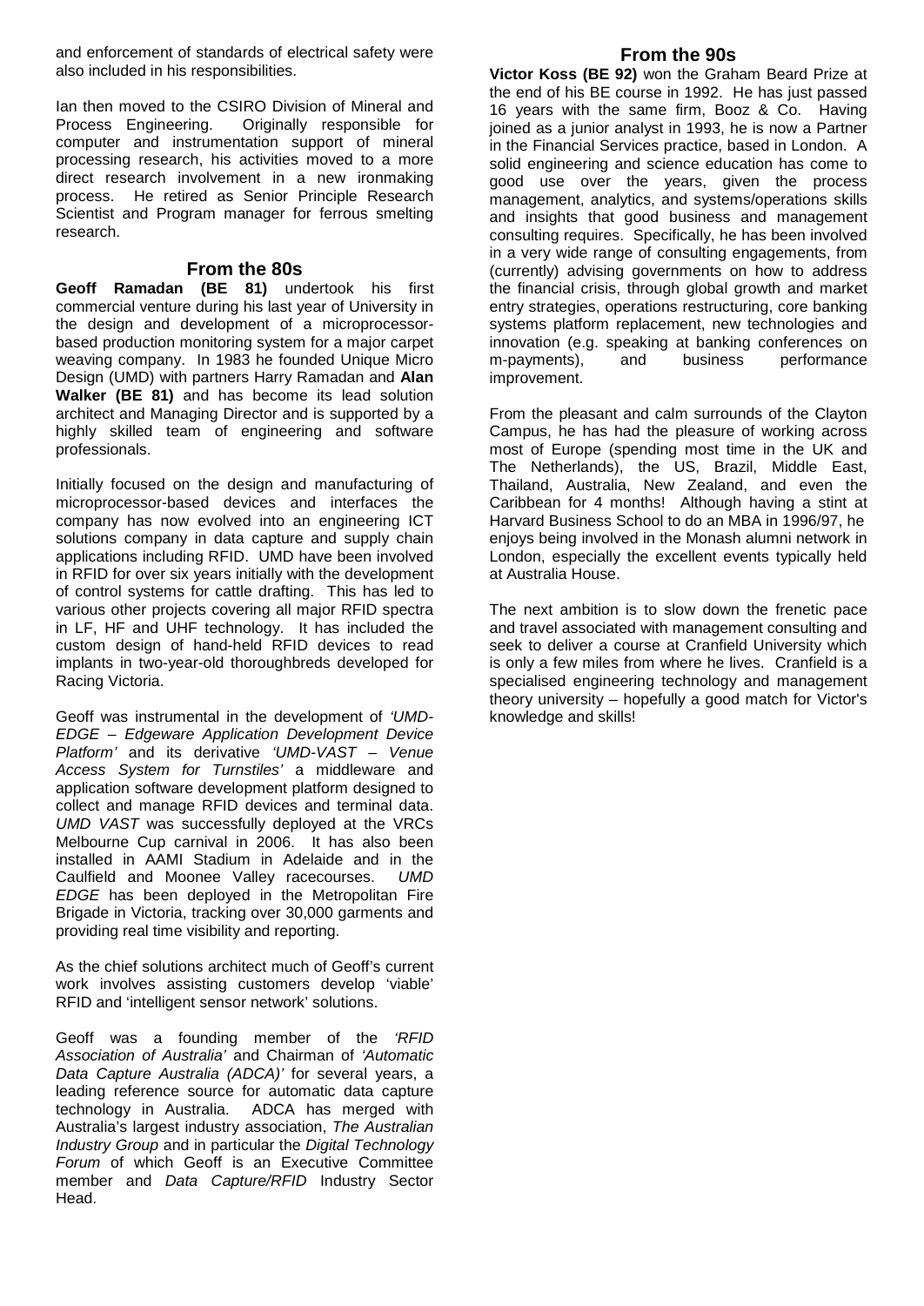and enforcement of standards of electrical safety were also included in his responsibilities.

Ian then moved to the CSIRO Division of Mineral and Process Engineering. Originally responsible for computer and instrumentation support of mineral processing research, his activities moved to a more direct research involvement in a new ironmaking process. He retired as Senior Principle Research Scientist and Program manager for ferrous smelting research.

## From the 80s

**Geoff Ramadan (BE 81)** undertook his first commercial venture during his last year of University in the design and development of a microprocessor-based production monitoring system for a major carpet weaving company. In 1983 he founded Unique Micro Design (UMD) with partners Harry Ramadan and **Alan Walker (BE 81)** and has become its lead solution architect and Managing Director and is supported by a highly skilled team of engineering and software professionals.

Initially focused on the design and manufacturing of microprocessor-based devices and interfaces the company has now evolved into an engineering ICT solutions company in data capture and supply chain applications including RFID. UMD have been involved in RFID for over six years initially with the development of control systems for cattle drafting. This has led to various other projects covering all major RFID spectra in LF, HF and UHF technology. It has included the custom design of hand-held RFID devices to read implants in two-year-old thoroughbreds developed for Racing Victoria.

Geoff was instrumental in the development of *'UMD-EDGE – Edgeware Application Development Device Platform'* and its derivative *'UMD-VAST – Venue Access System for Turnstiles'* a middleware and application software development platform designed to collect and manage RFID devices and terminal data. *UMD VAST* was successfully deployed at the VRCs Melbourne Cup carnival in 2006. It has also been installed in AAMI Stadium in Adelaide and in the Caulfield and Moonee Valley racecourses. *UMD EDGE* has been deployed in the Metropolitan Fire Brigade in Victoria, tracking over 30,000 garments and providing real time visibility and reporting.

As the chief solutions architect much of Geoff's current work involves assisting customers develop 'viable' RFID and 'intelligent sensor network' solutions.

Geoff was a founding member of the *'RFID Association of Australia'* and Chairman of *'Automatic Data Capture Australia (ADCA)'* for several years, a leading reference source for automatic data capture technology in Australia. ADCA has merged with Australia's largest industry association, *The Australian Industry Group* and in particular the *Digital Technology Forum* of which Geoff is an Executive Committee member and *Data Capture/RFID* Industry Sector Head.

## From the 90s

**Victor Koss (BE 92)** won the Graham Beard Prize at the end of his BE course in 1992. He has just passed 16 years with the same firm, Booz & Co. Having joined as a junior analyst in 1993, he is now a Partner in the Financial Services practice, based in London. A solid engineering and science education has come to good use over the years, given the process management, analytics, and systems/operations skills and insights that good business and management consulting requires. Specifically, he has been involved in a very wide range of consulting engagements, from (currently) advising governments on how to address the financial crisis, through global growth and market entry strategies, operations restructuring, core banking systems platform replacement, new technologies and innovation (e.g. speaking at banking conferences on m-payments), and business performance improvement.

From the pleasant and calm surrounds of the Clayton Campus, he has had the pleasure of working across most of Europe (spending most time in the UK and The Netherlands), the US, Brazil, Middle East, Thailand, Australia, New Zealand, and even the Caribbean for 4 months! Although having a stint at Harvard Business School to do an MBA in 1996/97, he enjoys being involved in the Monash alumni network in London, especially the excellent events typically held at Australia House.

The next ambition is to slow down the frenetic pace and travel associated with management consulting and seek to deliver a course at Cranfield University which is only a few miles from where he lives. Cranfield is a specialised engineering technology and management theory university – hopefully a good match for Victor's knowledge and skills!